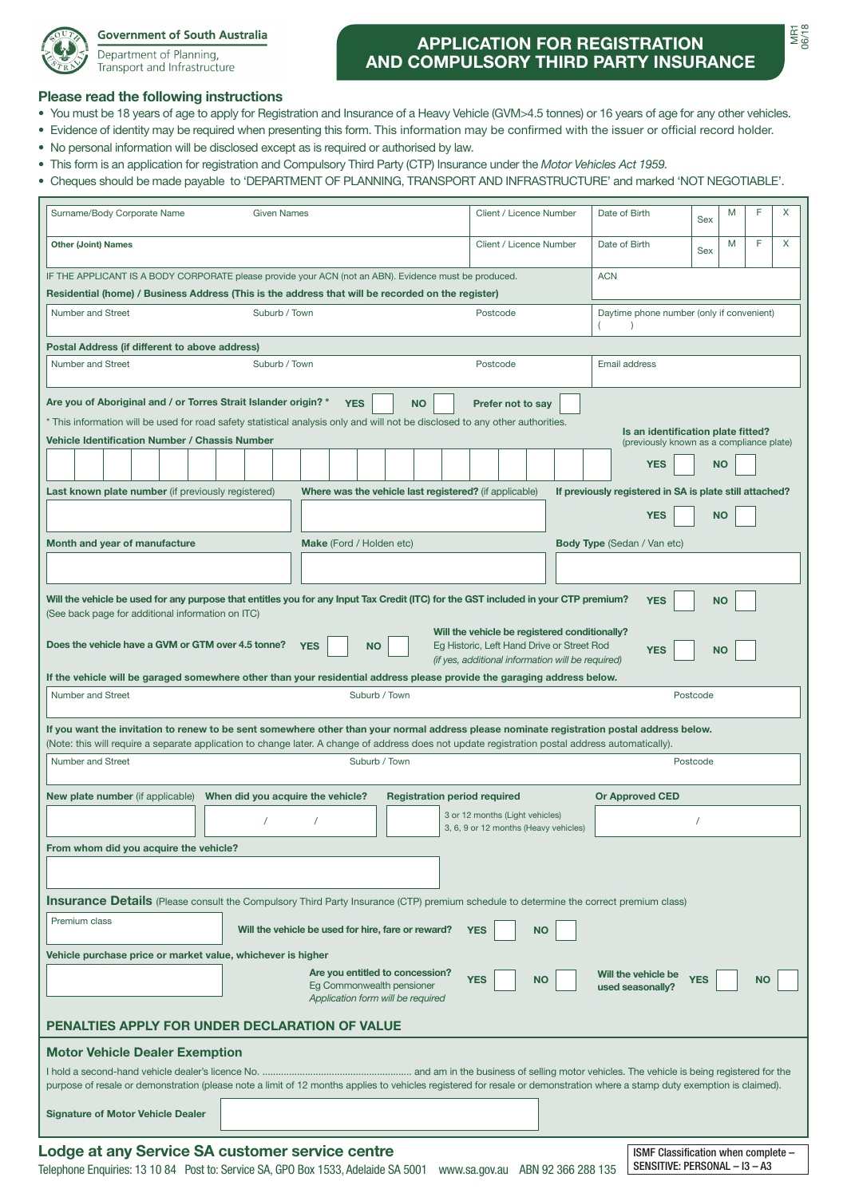Government of South Australia
Department of Planning, Transport and Infrastructure

# APPLICATION FOR REGISTRATION AND COMPULSORY THIRD PARTY INSURANCE

MR1 06/18

## Please read the following instructions

- You must be 18 years of age to apply for Registration and Insurance of a Heavy Vehicle (GVM>4.5 tonnes) or 16 years of age for any other vehicles.
- Evidence of identity may be required when presenting this form. This information may be confirmed with the issuer or official record holder.
- No personal information will be disclosed except as is required or authorised by law.
- This form is an application for registration and Compulsory Third Party (CTP) Insurance under the *Motor Vehicles Act 1959*.
- Cheques should be made payable to 'DEPARTMENT OF PLANNING, TRANSPORT AND INFRASTRUCTURE' and marked 'NOT NEGOTIABLE'.

| Surname/Body Corporate Name | Given Names | Client / Licence Number | Date of Birth | Sex M F X |
|---|---|---|---|---|
| **Other (Joint) Names** | | Client / Licence Number | Date of Birth | Sex M F X |

IF THE APPLICANT IS A BODY CORPORATE please provide your ACN (not an ABN). Evidence must be produced. ACN

**Residential (home) / Business Address (This is the address that will be recorded on the register)**

| Number and Street | Suburb / Town | Postcode | Daytime phone number (only if convenient) ( ) |
|---|---|---|---|

**Postal Address (if different to above address)**

| Number and Street | Suburb / Town | Postcode | Email address |
|---|---|---|---|

**Are you of Aboriginal and / or Torres Strait Islander origin? \*** **YES** ☐ **NO** ☐ **Prefer not to say** ☐

\* This information will be used for road safety statistical analysis only and will not be disclosed to any other authorities.

**Vehicle Identification Number / Chassis Number**

**Is an identification plate fitted?** (previously known as a compliance plate) **YES** ☐ **NO** ☐

**Last known plate number** (if previously registered) | **Where was the vehicle last registered?** (if applicable) | **If previously registered in SA is plate still attached?** **YES** ☐ **NO** ☐

**Month and year of manufacture** | **Make** (Ford / Holden etc) | **Body Type** (Sedan / Van etc)

**Will the vehicle be used for any purpose that entitles you for any Input Tax Credit (ITC) for the GST included in your CTP premium?** **YES** ☐ **NO** ☐
(See back page for additional information on ITC)

**Does the vehicle have a GVM or GTM over 4.5 tonne?** **YES** ☐ **NO** ☐

**Will the vehicle be registered conditionally?** Eg Historic, Left Hand Drive or Street Rod *(if yes, additional information will be required)* **YES** ☐ **NO** ☐

**If the vehicle will be garaged somewhere other than your residential address please provide the garaging address below.**

| Number and Street | Suburb / Town | Postcode |
|---|---|---|

**If you want the invitation to renew to be sent somewhere other than your normal address please nominate registration postal address below.**
(Note: this will require a separate application to change later. A change of address does not update registration postal address automatically).

| Number and Street | Suburb / Town | Postcode |
|---|---|---|

| **New plate number** (if applicable) | **When did you acquire the vehicle?** | **Registration period required** | **Or Approved CED** |
|---|---|---|---|
| | / / | 3 or 12 months (Light vehicles) 3, 6, 9 or 12 months (Heavy vehicles) | / |

**From whom did you acquire the vehicle?**

## Insurance Details

(Please consult the Compulsory Third Party Insurance (CTP) premium schedule to determine the correct premium class)

Premium class

**Will the vehicle be used for hire, fare or reward?** **YES** ☐ **NO** ☐

**Vehicle purchase price or market value, whichever is higher**

**Are you entitled to concession?** Eg Commonwealth pensioner *Application form will be required* **YES** ☐ **NO** ☐

**Will the vehicle be used seasonally?** **YES** ☐ **NO** ☐

**PENALTIES APPLY FOR UNDER DECLARATION OF VALUE**

## Motor Vehicle Dealer Exemption

I hold a second-hand vehicle dealer's licence No. ....................................................... and am in the business of selling motor vehicles. The vehicle is being registered for the purpose of resale or demonstration (please note a limit of 12 months applies to vehicles registered for resale or demonstration where a stamp duty exemption is claimed).

**Signature of Motor Vehicle Dealer**

## Lodge at any Service SA customer service centre

Telephone Enquiries: 13 10 84 Post to: Service SA, GPO Box 1533, Adelaide SA 5001 www.sa.gov.au ABN 92 366 288 135

ISMF Classification when complete – SENSITIVE: PERSONAL – I3 – A3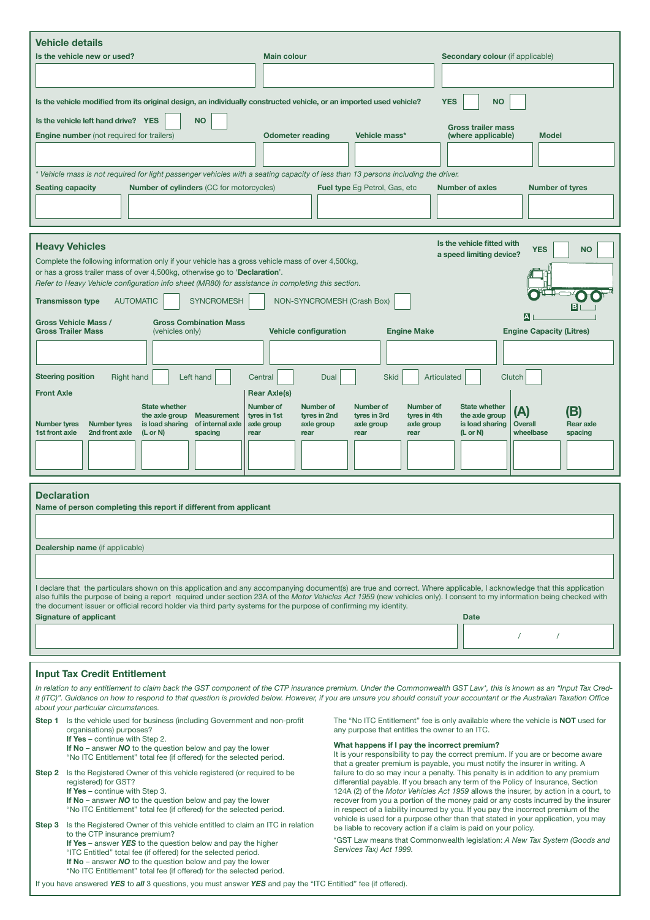## Vehicle details

| Is the vehicle new or used? | Main colour | Secondary colour (if applicable) |
|---|---|---|
| | | |

Is the vehicle modified from its original design, an individually constructed vehicle, or an imported used vehicle? **YES** ☐ **NO** ☐

Is the vehicle left hand drive? **YES** ☐ **NO** ☐

| Engine number (not required for trailers) | Odometer reading | Vehicle mass* | Gross trailer mass (where applicable) | Model |
|---|---|---|---|---|
| | | | | |

*\* Vehicle mass is not required for light passenger vehicles with a seating capacity of less than 13 persons including the driver.*

| Seating capacity | Number of cylinders (CC for motorcycles) | Fuel type Eg Petrol, Gas, etc | Number of axles | Number of tyres |
|---|---|---|---|---|
| | | | | |

## Heavy Vehicles

Is the vehicle fitted with a speed limiting device? **YES** ☐ **NO** ☐

Complete the following information only if your vehicle has a gross vehicle mass of over 4,500kg, or has a gross trailer mass of over 4,500kg, otherwise go to '**Declaration**'.

*Refer to Heavy Vehicle configuration info sheet (MR80) for assistance in completing this section.*

**Transmission type** AUTOMATIC ☐ SYNCROMESH ☐ NON-SYNCROMESH (Crash Box) ☐

A B

| Gross Vehicle Mass / Gross Trailer Mass | Gross Combination Mass (vehicles only) | Vehicle configuration | Engine Make | Engine Capacity (Litres) |
|---|---|---|---|---|
| | | | | |

**Steering position** Right hand ☐ Left hand ☐ Central ☐ Dual ☐ Skid ☐ Articulated ☐ Clutch ☐

| Front Axle | | | | Rear Axle(s) | | | | | | |
|---|---|---|---|---|---|---|---|---|---|---|
| Number tyres 1st front axle | Number tyres 2nd front axle | State whether the axle group is load sharing (L or N) | Measurement of internal axle spacing | Number of tyres in 1st axle group rear | Number of tyres in 2nd axle group rear | Number of tyres in 3rd axle group rear | Number of tyres in 4th axle group rear | State whether the axle group is load sharing (L or N) | (A) Overall wheelbase | (B) Rear axle spacing |
| | | | | | | | | | | |

## Declaration

**Name of person completing this report if different from applicant**

**Dealership name** (if applicable)

I declare that the particulars shown on this application and any accompanying document(s) are true and correct. Where applicable, I acknowledge that this application also fulfils the purpose of being a report required under section 23A of the *Motor Vehicles Act 1959* (new vehicles only). I consent to my information being checked with the document issuer or official record holder via third party systems for the purpose of confirming my identity.

| Signature of applicant | Date |
|---|---|
| | / / |

## Input Tax Credit Entitlement

*In relation to any entitlement to claim back the GST component of the CTP insurance premium. Under the Commonwealth GST Law\*, this is known as an "Input Tax Credit (ITC)". Guidance on how to respond to that question is provided below. However, if you are unsure you should consult your accountant or the Australian Taxation Office about your particular circumstances.*

**Step 1** Is the vehicle used for business (including Government and non-profit organisations) purposes?
**If Yes** – continue with Step 2.
**If No** – answer ***NO*** to the question below and pay the lower "No ITC Entitlement" total fee (if offered) for the selected period.

**Step 2** Is the Registered Owner of this vehicle registered (or required to be registered) for GST?
**If Yes** – continue with Step 3.
**If No** – answer ***NO*** to the question below and pay the lower "No ITC Entitlement" total fee (if offered) for the selected period.

**Step 3** Is the Registered Owner of this vehicle entitled to claim an ITC in relation to the CTP insurance premium?
**If Yes** – answer ***YES*** to the question below and pay the higher "ITC Entitled" total fee (if offered) for the selected period.
**If No** – answer ***NO*** to the question below and pay the lower "No ITC Entitlement" total fee (if offered) for the selected period.

The "No ITC Entitlement" fee is only available where the vehicle is **NOT** used for any purpose that entitles the owner to an ITC.

**What happens if I pay the incorrect premium?**

It is your responsibility to pay the correct premium. If you are or become aware that a greater premium is payable, you must notify the insurer in writing. A failure to do so may incur a penalty. This penalty is in addition to any premium differential payable. If you breach any term of the Policy of Insurance, Section 124A (2) of the *Motor Vehicles Act 1959* allows the insurer, by action in a court, to recover from you a portion of the money paid or any costs incurred by the insurer in respect of a liability incurred by you. If you pay the incorrect premium of the vehicle is used for a purpose other than that stated in your application, you may be liable to recovery action if a claim is paid on your policy.

\*GST Law means that Commonwealth legislation: *A New Tax System (Goods and Services Tax) Act 1999.*

If you have answered ***YES*** to ***all*** 3 questions, you must answer ***YES*** and pay the "ITC Entitled" fee (if offered).